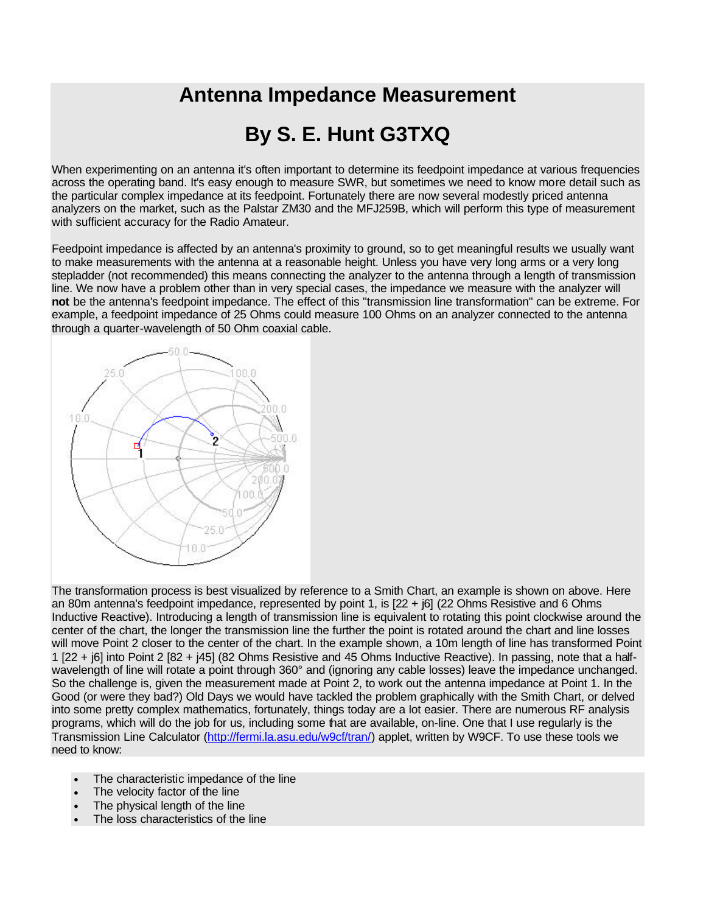# Antenna Impedance Measurement

# By S. E. Hunt G3TXQ

When experimenting on an antenna it's often important to determine its feedpoint impedance at various frequencies across the operating band. It's easy enough to measure SWR, but sometimes we need to know more detail such as the particular complex impedance at its feedpoint. Fortunately there are now several modestly priced antenna analyzers on the market, such as the Palstar ZM30 and the MFJ259B, which will perform this type of measurement with sufficient accuracy for the Radio Amateur.

Feedpoint impedance is affected by an antenna's proximity to ground, so to get meaningful results we usually want to make measurements with the antenna at a reasonable height. Unless you have very long arms or a very long stepladder (not recommended) this means connecting the analyzer to the antenna through a length of transmission line. We now have a problem other than in very special cases, the impedance we measure with the analyzer will **not** be the antenna's feedpoint impedance. The effect of this "transmission line transformation" can be extreme. For example, a feedpoint impedance of 25 Ohms could measure 100 Ohms on an analyzer connected to the antenna through a quarter-wavelength of 50 Ohm coaxial cable.

The transformation process is best visualized by reference to a Smith Chart, an example is shown on above. Here an 80m antenna's feedpoint impedance, represented by point 1, is [22 + j6] (22 Ohms Resistive and 6 Ohms Inductive Reactive). Introducing a length of transmission line is equivalent to rotating this point clockwise around the center of the chart, the longer the transmission line the further the point is rotated around the chart and line losses will move Point 2 closer to the center of the chart. In the example shown, a 10m length of line has transformed Point 1 [22 + j6] into Point 2 [82 + j45] (82 Ohms Resistive and 45 Ohms Inductive Reactive). In passing, note that a half-wavelength of line will rotate a point through 360° and (ignoring any cable losses) leave the impedance unchanged. So the challenge is, given the measurement made at Point 2, to work out the antenna impedance at Point 1. In the Good (or were they bad?) Old Days we would have tackled the problem graphically with the Smith Chart, or delved into some pretty complex mathematics, fortunately, things today are a lot easier. There are numerous RF analysis programs, which will do the job for us, including some that are available, on-line. One that I use regularly is the Transmission Line Calculator (http://fermi.la.asu.edu/w9cf/tran/) applet, written by W9CF. To use these tools we need to know:

- The characteristic impedance of the line
- The velocity factor of the line
- The physical length of the line
- The loss characteristics of the line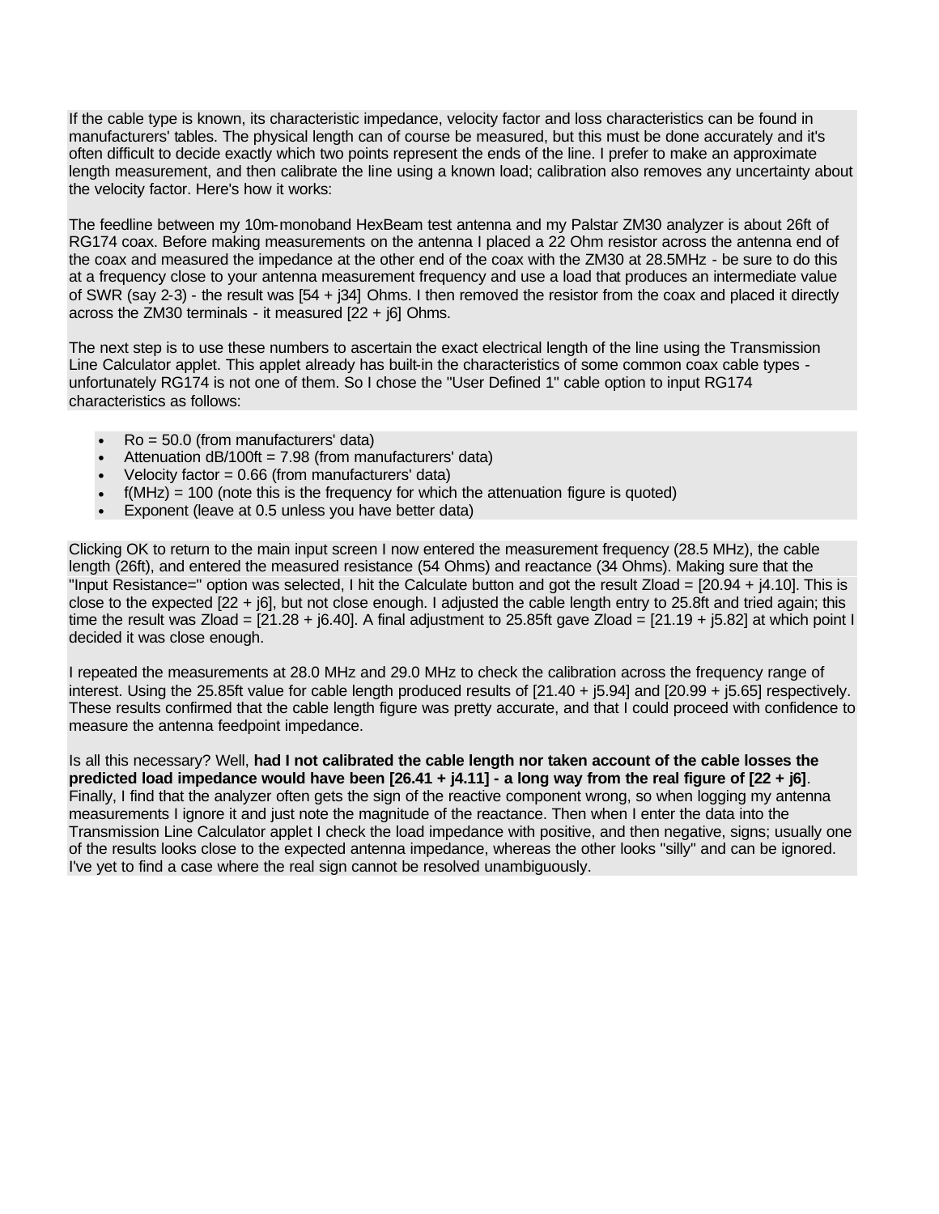If the cable type is known, its characteristic impedance, velocity factor and loss characteristics can be found in manufacturers' tables. The physical length can of course be measured, but this must be done accurately and it's often difficult to decide exactly which two points represent the ends of the line. I prefer to make an approximate length measurement, and then calibrate the line using a known load; calibration also removes any uncertainty about the velocity factor. Here's how it works:

The feedline between my 10m-monoband HexBeam test antenna and my Palstar ZM30 analyzer is about 26ft of RG174 coax. Before making measurements on the antenna I placed a 22 Ohm resistor across the antenna end of the coax and measured the impedance at the other end of the coax with the ZM30 at 28.5MHz - be sure to do this at a frequency close to your antenna measurement frequency and use a load that produces an intermediate value of SWR (say 2-3) - the result was [54 + j34] Ohms. I then removed the resistor from the coax and placed it directly across the ZM30 terminals - it measured [22 + j6] Ohms.

The next step is to use these numbers to ascertain the exact electrical length of the line using the Transmission Line Calculator applet. This applet already has built-in the characteristics of some common coax cable types - unfortunately RG174 is not one of them. So I chose the "User Defined 1" cable option to input RG174 characteristics as follows:

- Ro = 50.0 (from manufacturers' data)
- Attenuation dB/100ft = 7.98 (from manufacturers' data)
- Velocity factor = 0.66 (from manufacturers' data)
- f(MHz) = 100 (note this is the frequency for which the attenuation figure is quoted)
- Exponent (leave at 0.5 unless you have better data)

Clicking OK to return to the main input screen I now entered the measurement frequency (28.5 MHz), the cable length (26ft), and entered the measured resistance (54 Ohms) and reactance (34 Ohms). Making sure that the "Input Resistance=" option was selected, I hit the Calculate button and got the result Zload = [20.94 + j4.10]. This is close to the expected [22 + j6], but not close enough. I adjusted the cable length entry to 25.8ft and tried again; this time the result was Zload = [21.28 + j6.40]. A final adjustment to 25.85ft gave Zload = [21.19 + j5.82] at which point I decided it was close enough.

I repeated the measurements at 28.0 MHz and 29.0 MHz to check the calibration across the frequency range of interest. Using the 25.85ft value for cable length produced results of [21.40 + j5.94] and [20.99 + j5.65] respectively. These results confirmed that the cable length figure was pretty accurate, and that I could proceed with confidence to measure the antenna feedpoint impedance.

Is all this necessary? Well, **had I not calibrated the cable length nor taken account of the cable losses the predicted load impedance would have been [26.41 + j4.11] - a long way from the real figure of [22 + j6]**. Finally, I find that the analyzer often gets the sign of the reactive component wrong, so when logging my antenna measurements I ignore it and just note the magnitude of the reactance. Then when I enter the data into the Transmission Line Calculator applet I check the load impedance with positive, and then negative, signs; usually one of the results looks close to the expected antenna impedance, whereas the other looks "silly" and can be ignored. I've yet to find a case where the real sign cannot be resolved unambiguously.